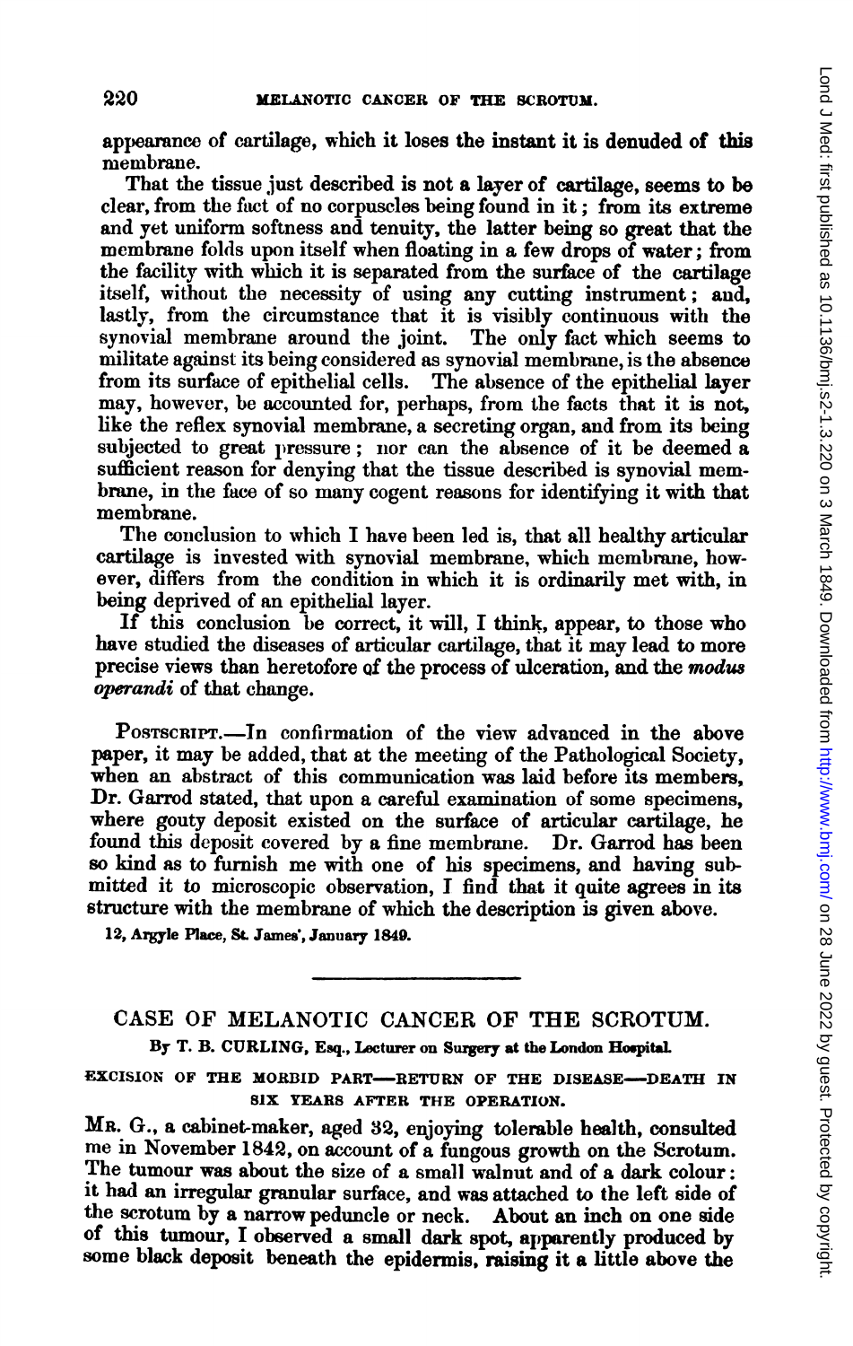appearance of cartilage, which it loses the instant it is denuded of this membrane.

That the tissue just described is not a layer of cartilage, seems to be clear, from the fact of no corpuscles being found in it; from its extreme and yet uniform softness and tenuity, the latter being so great that the membrane folds upon itself when floating in a few drops of water; from the facility with which it is separated from the surface of the cartilage itself, without the necessity of using any cutting instrument; and, lastly, from the circumstance that it is visibly continuous with the synovial membrane around the joint. The only fact which seems to militate against its being considered as synovial membrane, is the absence from its surface of epithelial cells. The absence of the epithelial layer may, however, be accounted for, perhaps, from the facts that it is not, like the reflex synovial membrane, a secreting organ, and from its being subjected to great pressure; nor can the absence of it be deemed a sufficient reason for denying that the tissue described is synovial membrane, in the face of so many cogent reasons for identifying it with that membrane.

The conclusion to which I have been led is, that all healthy articular cartilage is invested with synovial membrane, which membrane, however, differs from the condition in which it is ordinarily met with, in being deprived of an epithelial layer.

If this conclusion be correct, it will, I think, appear, to those who have studied the diseases of articular cartilage, that it may lead to more precise views than heretofore of the process of ulceration, and the *modus operandi* of that change.

POSTSCRIPT.—In confirmation of the view advanced in the above paper, it may be added, that at the meeting of the Pathological Society, when an abstract of this communication was laid before its members, Dr. Garrod stated, that upon a careful examination of some specimens, where gouty deposit existed on the surface of articular cartilage, he found this deposit covered by a fine membrane. Dr. Garrod has been so kind as to furnish me with one of his specimens, and having submitted it to microscopic observation, I find that it quite agrees in its structure with the membrane of which the description is given above.

12, Argyle Place, St. James', January 1849.

---

# CASE OF MELANOTIC CANCER OF THE SCROTUM.

By T. B. CURLING, Esq., Lecturer on Surgery at the London Hospital.

EXCISION OF THE MORBID PART—RETURN OF THE DISEASE—DEATH IN SIX YEARS AFTER THE OPERATION.

MR. G., a cabinet-maker, aged 32, enjoying tolerable health, consulted me in November 1842, on account of a fungous growth on the Scrotum. The tumour was about the size of a small walnut and of a dark colour: it had an irregular granular surface, and was attached to the left side of the scrotum by a narrow peduncle or neck. About an inch on one side of this tumour, I observed a small dark spot, apparently produced by some black deposit beneath the epidermis, raising it a little above the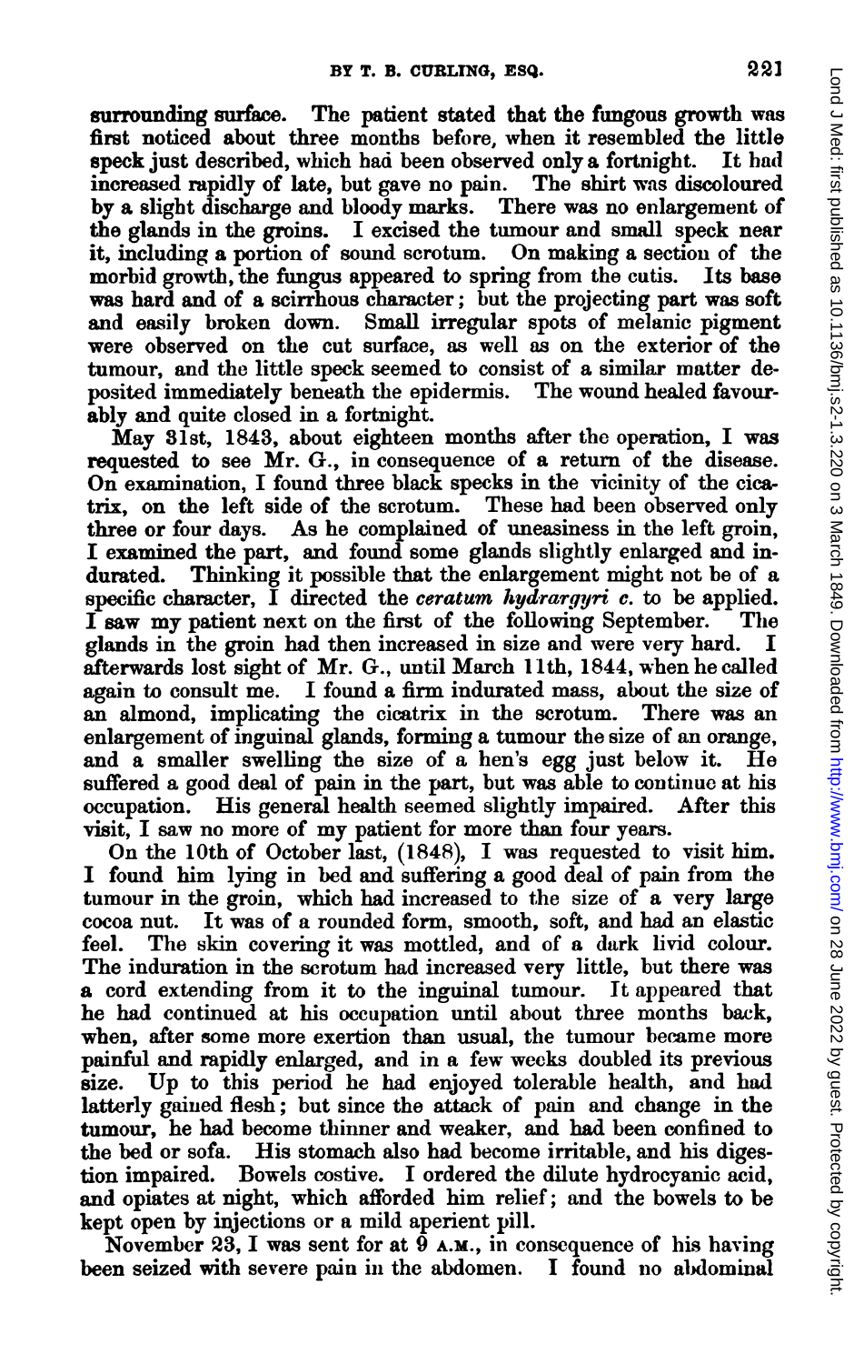surrounding surface. The patient stated that the fungous growth was first noticed about three months before, when it resembled the little speck just described, which had been observed only a fortnight. It had increased rapidly of late, but gave no pain. The shirt was discoloured by a slight discharge and bloody marks. There was no enlargement of the glands in the groins. I excised the tumour and small speck near it, including a portion of sound scrotum. On making a section of the morbid growth, the fungus appeared to spring from the cutis. Its base was hard and of a scirrhous character; but the projecting part was soft and easily broken down. Small irregular spots of melanic pigment were observed on the cut surface, as well as on the exterior of the tumour, and the little speck seemed to consist of a similar matter deposited immediately beneath the epidermis. The wound healed favourably and quite closed in a fortnight.

May 31st, 1843, about eighteen months after the operation, I was requested to see Mr. G., in consequence of a return of the disease. On examination, I found three black specks in the vicinity of the cicatrix, on the left side of the scrotum. These had been observed only three or four days. As he complained of uneasiness in the left groin, I examined the part, and found some glands slightly enlarged and indurated. Thinking it possible that the enlargement might not be of a specific character, I directed the *ceratum hydrargyri c.* to be applied. I saw my patient next on the first of the following September. The glands in the groin had then increased in size and were very hard. I afterwards lost sight of Mr. G., until March 11th, 1844, when he called again to consult me. I found a firm indurated mass, about the size of an almond, implicating the cicatrix in the scrotum. There was an enlargement of inguinal glands, forming a tumour the size of an orange, and a smaller swelling the size of a hen's egg just below it. He suffered a good deal of pain in the part, but was able to continue at his occupation. His general health seemed slightly impaired. After this visit, I saw no more of my patient for more than four years.

On the 10th of October last, (1848), I was requested to visit him. I found him lying in bed and suffering a good deal of pain from the tumour in the groin, which had increased to the size of a very large cocoa nut. It was of a rounded form, smooth, soft, and had an elastic feel. The skin covering it was mottled, and of a dark livid colour. The induration in the scrotum had increased very little, but there was a cord extending from it to the inguinal tumour. It appeared that he had continued at his occupation until about three months back, when, after some more exertion than usual, the tumour became more painful and rapidly enlarged, and in a few weeks doubled its previous size. Up to this period he had enjoyed tolerable health, and had latterly gained flesh; but since the attack of pain and change in the tumour, he had become thinner and weaker, and had been confined to the bed or sofa. His stomach also had become irritable, and his digestion impaired. Bowels costive. I ordered the dilute hydrocyanic acid, and opiates at night, which afforded him relief; and the bowels to be kept open by injections or a mild aperient pill.

November 23, I was sent for at 9 A.M., in consequence of his having been seized with severe pain in the abdomen. I found no abdominal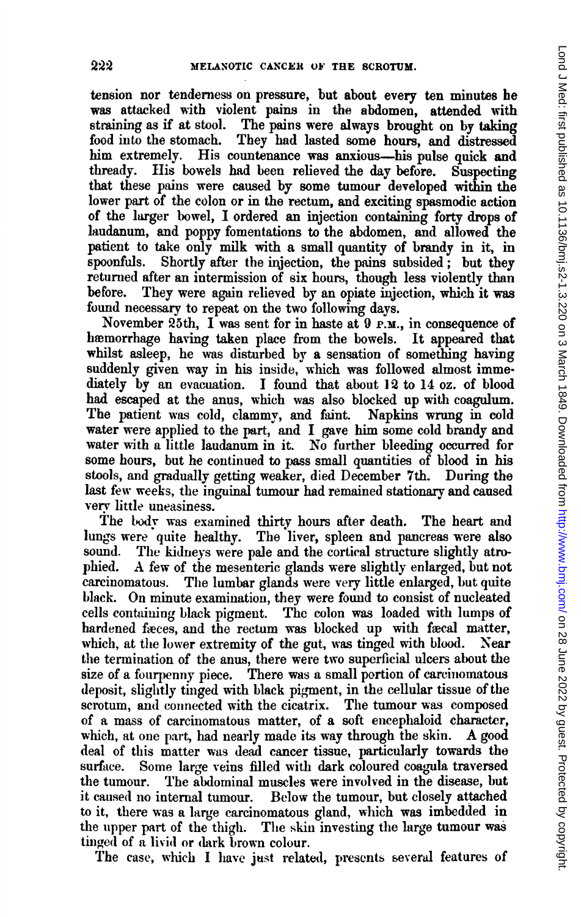tension nor tenderness on pressure, but about every ten minutes he was attacked with violent pains in the abdomen, attended with straining as if at stool. The pains were always brought on by taking food into the stomach. They had lasted some hours, and distressed him extremely. His countenance was anxious—his pulse quick and thready. His bowels had been relieved the day before. Suspecting that these pains were caused by some tumour developed within the lower part of the colon or in the rectum, and exciting spasmodic action of the larger bowel, I ordered an injection containing forty drops of laudanum, and poppy fomentations to the abdomen, and allowed the patient to take only milk with a small quantity of brandy in it, in spoonfuls. Shortly after the injection, the pains subsided; but they returned after an intermission of six hours, though less violently than before. They were again relieved by an opiate injection, which it was found necessary to repeat on the two following days.

November 25th, I was sent for in haste at 9 P.M., in consequence of hæmorrhage having taken place from the bowels. It appeared that whilst asleep, he was disturbed by a sensation of something having suddenly given way in his inside, which was followed almost immediately by an evacuation. I found that about 12 to 14 oz. of blood had escaped at the anus, which was also blocked up with coagulum. The patient was cold, clammy, and faint. Napkins wrung in cold water were applied to the part, and I gave him some cold brandy and water with a little laudanum in it. No further bleeding occurred for some hours, but he continued to pass small quantities of blood in his stools, and gradually getting weaker, died December 7th. During the last few weeks, the inguinal tumour had remained stationary and caused very little uneasiness.

The body was examined thirty hours after death. The heart and lungs were quite healthy. The liver, spleen and pancreas were also sound. The kidneys were pale and the cortical structure slightly atrophied. A few of the mesenteric glands were slightly enlarged, but not carcinomatous. The lumbar glands were very little enlarged, but quite black. On minute examination, they were found to consist of nucleated cells containing black pigment. The colon was loaded with lumps of hardened fæces, and the rectum was blocked up with fæcal matter, which, at the lower extremity of the gut, was tinged with blood. Near the termination of the anus, there were two superficial ulcers about the size of a fourpenny piece. There was a small portion of carcinomatous deposit, slightly tinged with black pigment, in the cellular tissue of the scrotum, and connected with the cicatrix. The tumour was composed of a mass of carcinomatous matter, of a soft encephaloid character, which, at one part, had nearly made its way through the skin. A good deal of this matter was dead cancer tissue, particularly towards the surface. Some large veins filled with dark coloured coagula traversed the tumour. The abdominal muscles were involved in the disease, but it caused no internal tumour. Below the tumour, but closely attached to it, there was a large carcinomatous gland, which was imbedded in the upper part of the thigh. The skin investing the large tumour was tinged of a livid or dark brown colour.

The case, which I have just related, presents several features of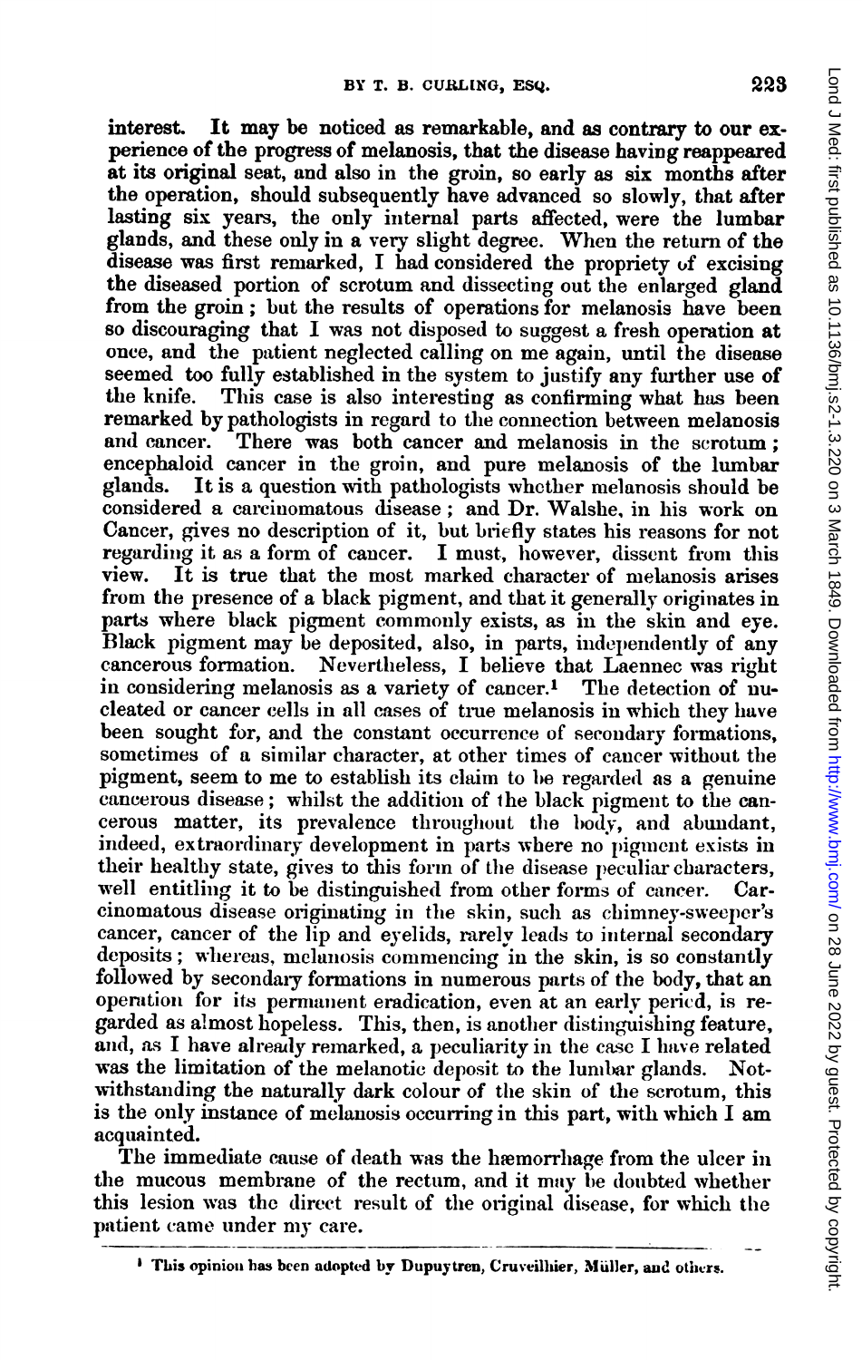interest. It may be noticed as remarkable, and as contrary to our experience of the progress of melanosis, that the disease having reappeared at its original seat, and also in the groin, so early as six months after the operation, should subsequently have advanced so slowly, that after lasting six years, the only internal parts affected, were the lumbar glands, and these only in a very slight degree. When the return of the disease was first remarked, I had considered the propriety of excising the diseased portion of scrotum and dissecting out the enlarged gland from the groin; but the results of operations for melanosis have been so discouraging that I was not disposed to suggest a fresh operation at once, and the patient neglected calling on me again, until the disease seemed too fully established in the system to justify any further use of the knife. This case is also interesting as confirming what has been remarked by pathologists in regard to the connection between melanosis and cancer. There was both cancer and melanosis in the scrotum; encephaloid cancer in the groin, and pure melanosis of the lumbar glands. It is a question with pathologists whether melanosis should be considered a carcinomatous disease; and Dr. Walshe, in his work on Cancer, gives no description of it, but briefly states his reasons for not regarding it as a form of cancer. I must, however, dissent from this view. It is true that the most marked character of melanosis arises from the presence of a black pigment, and that it generally originates in parts where black pigment commonly exists, as in the skin and eye. Black pigment may be deposited, also, in parts, independently of any cancerous formation. Nevertheless, I believe that Laennec was right in considering melanosis as a variety of cancer.[1] The detection of nucleated or cancer cells in all cases of true melanosis in which they have been sought for, and the constant occurrence of secondary formations, sometimes of a similar character, at other times of cancer without the pigment, seem to me to establish its claim to be regarded as a genuine cancerous disease; whilst the addition of the black pigment to the cancerous matter, its prevalence throughout the body, and abundant, indeed, extraordinary development in parts where no pigment exists in their healthy state, gives to this form of the disease peculiar characters, well entitling it to be distinguished from other forms of cancer. Carcinomatous disease originating in the skin, such as chimney-sweeper's cancer, cancer of the lip and eyelids, rarely leads to internal secondary deposits; whereas, melanosis commencing in the skin, is so constantly followed by secondary formations in numerous parts of the body, that an operation for its permanent eradication, even at an early period, is regarded as almost hopeless. This, then, is another distinguishing feature, and, as I have already remarked, a peculiarity in the case I have related was the limitation of the melanotic deposit to the lumbar glands. Notwithstanding the naturally dark colour of the skin of the scrotum, this is the only instance of melanosis occurring in this part, with which I am acquainted.

The immediate cause of death was the hæmorrhage from the ulcer in the mucous membrane of the rectum, and it may be doubted whether this lesion was the direct result of the original disease, for which the patient came under my care.

---

[1] This opinion has been adopted by Dupuytren, Cruveilhier, Müller, and others.